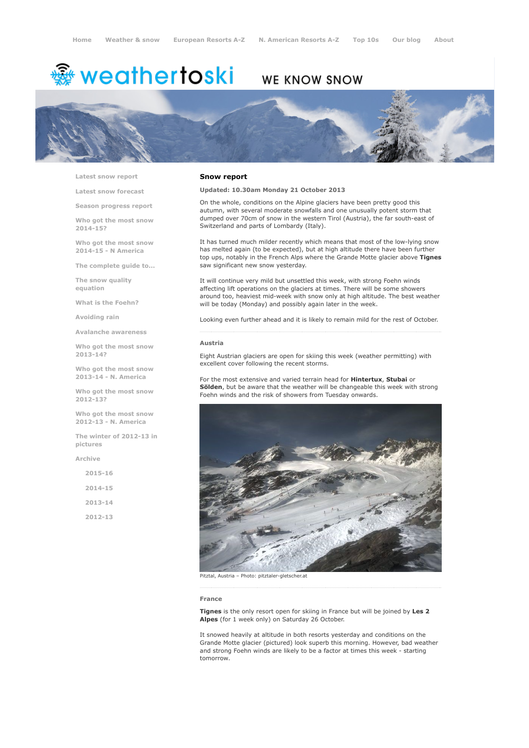Home | Weather & snow | European Resorts A-Z | N. American Resorts A-Z | Top 10s | Our blog | About

weathertoski WE KNOW SNOW

- Latest snow report
- Latest snow forecast
- Season progress report
- Who got the most snow 2014-15?
- Who got the most snow 2014-15 - N America
- The complete guide to...
- The snow quality equation
- What is the Foehn?
- Avoiding rain
- Avalanche awareness
- Who got the most snow 2013-14?
- Who got the most snow 2013-14 - N. America
- Who got the most snow 2012-13?
- Who got the most snow 2012-13 - N. America
- The winter of 2012-13 in pictures
- Archive
  - 2015-16
  - 2014-15
  - 2013-14
  - 2012-13

## Snow report

**Updated: 10.30am Monday 21 October 2013**

On the whole, conditions on the Alpine glaciers have been pretty good this autumn, with several moderate snowfalls and one unusually potent storm that dumped over 70cm of snow in the western Tirol (Austria), the far south-east of Switzerland and parts of Lombardy (Italy).

It has turned much milder recently which means that most of the low-lying snow has melted again (to be expected), but at high altitude there have been further top ups, notably in the French Alps where the Grande Motte glacier above **Tignes** saw significant new snow yesterday.

It will continue very mild but unsettled this week, with strong Foehn winds affecting lift operations on the glaciers at times. There will be some showers around too, heaviest mid-week with snow only at high altitude. The best weather will be today (Monday) and possibly again later in the week.

Looking even further ahead and it is likely to remain mild for the rest of October.

### Austria

Eight Austrian glaciers are open for skiing this week (weather permitting) with excellent cover following the recent storms.

For the most extensive and varied terrain head for **Hintertux**, **Stubai** or **Sölden**, but be aware that the weather will be changeable this week with strong Foehn winds and the risk of showers from Tuesday onwards.

Pitztal, Austria – Photo: pitztaler-gletscher.at

### France

**Tignes** is the only resort open for skiing in France but will be joined by **Les 2 Alpes** (for 1 week only) on Saturday 26 October.

It snowed heavily at altitude in both resorts yesterday and conditions on the Grande Motte glacier (pictured) look superb this morning. However, bad weather and strong Foehn winds are likely to be a factor at times this week - starting tomorrow.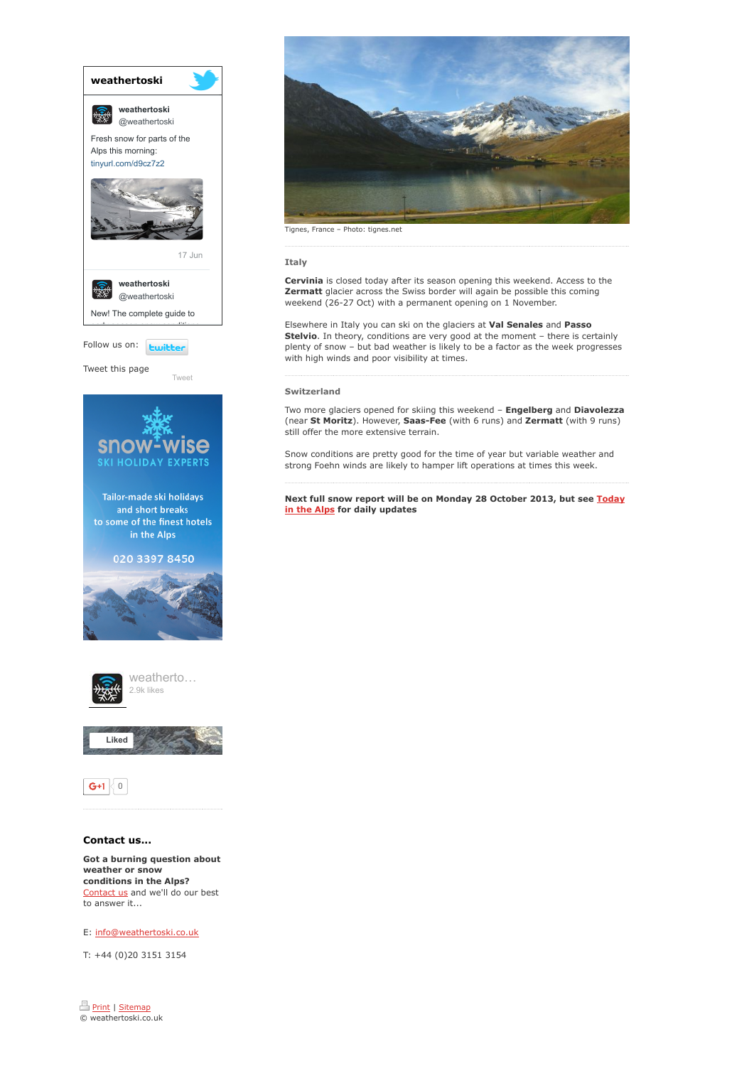Tignes, France – Photo: tignes.net

### Italy

**Cervinia** is closed today after its season opening this weekend. Access to the **Zermatt** glacier across the Swiss border will again be possible this coming weekend (26-27 Oct) with a permanent opening on 1 November.

Elsewhere in Italy you can ski on the glaciers at **Val Senales** and **Passo Stelvio**. In theory, conditions are very good at the moment – there is certainly plenty of snow – but bad weather is likely to be a factor as the week progresses with high winds and poor visibility at times.

### Switzerland

Two more glaciers opened for skiing this weekend – **Engelberg** and **Diavolezza** (near **St Moritz**). However, **Saas-Fee** (with 6 runs) and **Zermatt** (with 9 runs) still offer the more extensive terrain.

Snow conditions are pretty good for the time of year but variable weather and strong Foehn winds are likely to hamper lift operations at times this week.

**Next full snow report will be on Monday 28 October 2013, but see Today in the Alps for daily updates**

weathertoski

weathertoski @weathertoski

Fresh snow for parts of the Alps this morning: tinyurl.com/d9cz7z2

17 Jun

weathertoski @weathertoski

New! The complete guide to

Follow us on: twitter

Tweet this page

Tweet

snow-wise SKI HOLIDAY EXPERTS

Tailor-made ski holidays and short breaks to some of the finest hotels in the Alps

020 3397 8450

weatherto... 2.9k likes

Liked

G+1 0

### Contact us...

**Got a burning question about weather or snow conditions in the Alps?**
Contact us and we'll do our best to answer it...

E: info@weathertoski.co.uk

T: +44 (0)20 3151 3154

Print | Sitemap
© weathertoski.co.uk